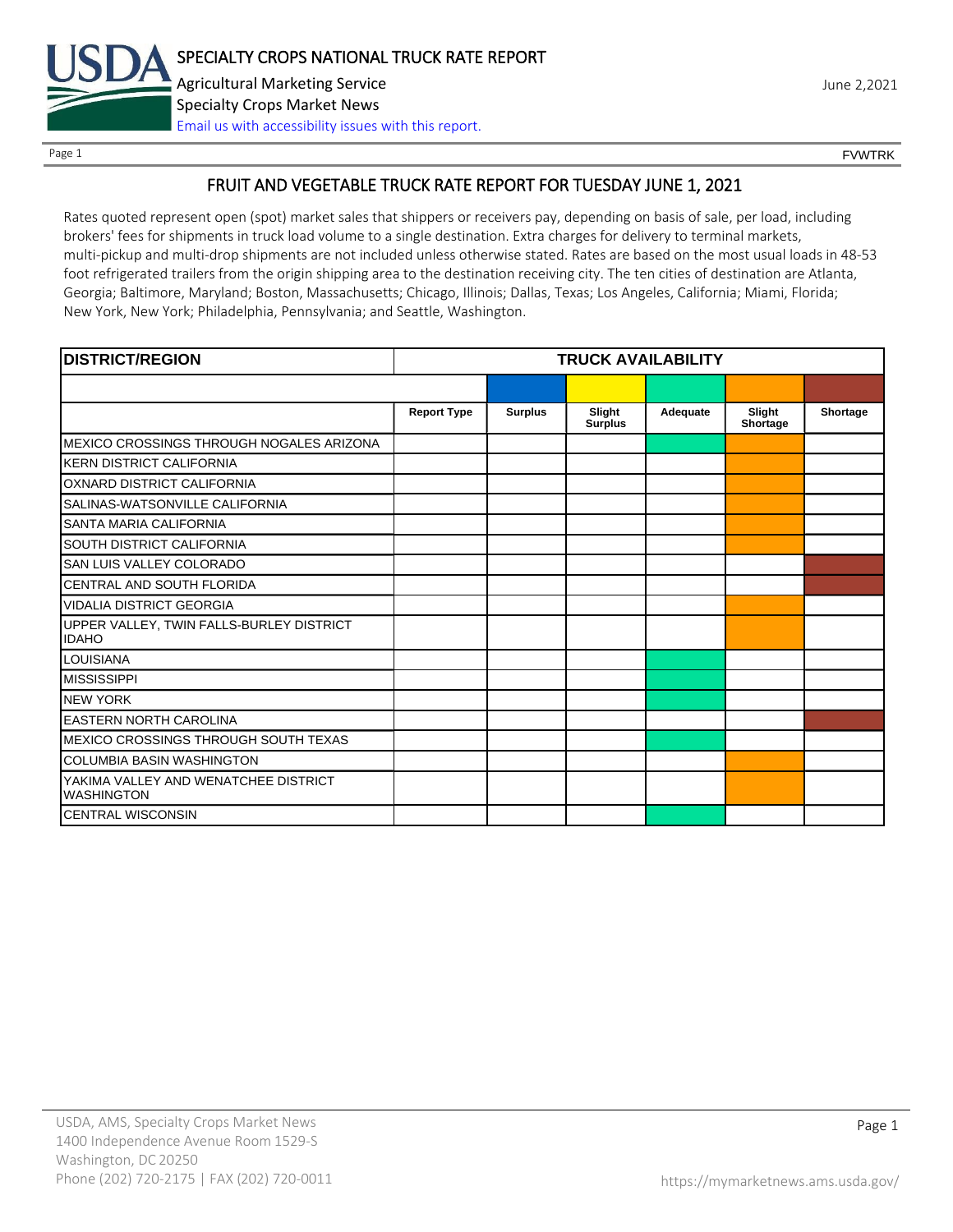SPECIALTY CROPS NATIONAL TRUCK RATE REPORT

Agricultural Marketing Service

Specialty Crops Market News

Email us with accessibility issues with this report.

June 2,2021

FVWTRK

## FRUIT AND VEGETABLE TRUCK RATE REPORT FOR TUESDAY JUNE 1, 2021

Rates quoted represent open (spot) market sales that shippers or receivers pay, depending on basis of sale, per load, including brokers' fees for shipments in truck load volume to a single destination. Extra charges for delivery to terminal markets, multi-pickup and multi-drop shipments are not included unless otherwise stated. Rates are based on the most usual loads in 48-53 foot refrigerated trailers from the origin shipping area to the destination receiving city. The ten cities of destination are Atlanta, Georgia; Baltimore, Maryland; Boston, Massachusetts; Chicago, Illinois; Dallas, Texas; Los Angeles, California; Miami, Florida; New York, New York; Philadelphia, Pennsylvania; and Seattle, Washington.

| DISTRICT/REGION | TRUCK AVAILABILITY | | | | | |
|---|---|---|---|---|---|---|
| | Report Type | Surplus | Slight Surplus | Adequate | Slight Shortage | Shortage |
| MEXICO CROSSINGS THROUGH NOGALES ARIZONA | | | | X | X | |
| KERN DISTRICT CALIFORNIA | | | | | X | |
| OXNARD DISTRICT CALIFORNIA | | | | | X | |
| SALINAS-WATSONVILLE CALIFORNIA | | | | | X | |
| SANTA MARIA CALIFORNIA | | | | | X | |
| SOUTH DISTRICT CALIFORNIA | | | | | X | |
| SAN LUIS VALLEY COLORADO | | | | | | X |
| CENTRAL AND SOUTH FLORIDA | | | | | | X |
| VIDALIA DISTRICT GEORGIA | | | | | X | |
| UPPER VALLEY, TWIN FALLS-BURLEY DISTRICT IDAHO | | | | | X | |
| LOUISIANA | | | | X | | |
| MISSISSIPPI | | | | X | | |
| NEW YORK | | | | X | | |
| EASTERN NORTH CAROLINA | | | | | | X |
| MEXICO CROSSINGS THROUGH SOUTH TEXAS | | | | X | | |
| COLUMBIA BASIN WASHINGTON | | | | | X | |
| YAKIMA VALLEY AND WENATCHEE DISTRICT WASHINGTON | | | | | X | |
| CENTRAL WISCONSIN | | | | X | | |

USDA, AMS, Specialty Crops Market News
1400 Independence Avenue Room 1529-S
Washington, DC 20250
Phone (202) 720-2175 | FAX (202) 720-0011

https://mymarketnews.ams.usda.gov/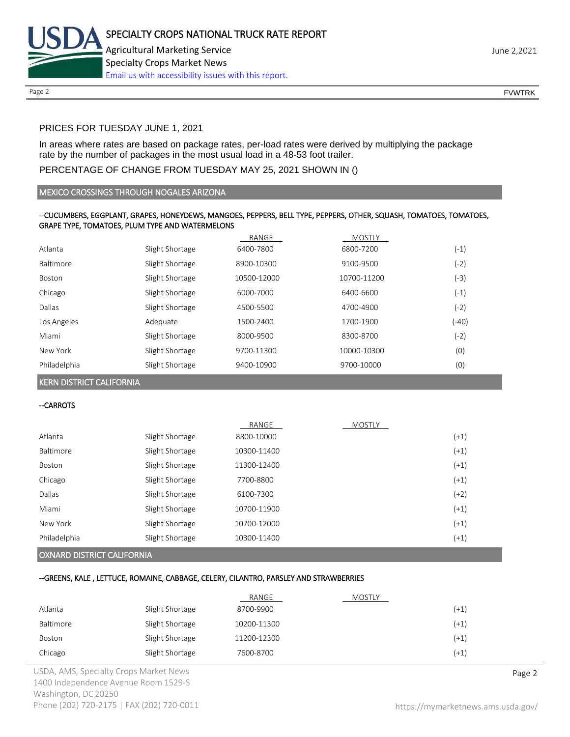PRICES FOR TUESDAY JUNE 1, 2021

In areas where rates are based on package rates, per-load rates were derived by multiplying the package rate by the number of packages in the most usual load in a 48-53 foot trailer.

PERCENTAGE OF CHANGE FROM TUESDAY MAY 25, 2021 SHOWN IN ()

## MEXICO CROSSINGS THROUGH NOGALES ARIZONA

--CUCUMBERS, EGGPLANT, GRAPES, HONEYDEWS, MANGOES, PEPPERS, BELL TYPE, PEPPERS, OTHER, SQUASH, TOMATOES, TOMATOES, GRAPE TYPE, TOMATOES, PLUM TYPE AND WATERMELONS

| | | RANGE | MOSTLY | |
|---|---|---|---|---|
| Atlanta | Slight Shortage | 6400-7800 | 6800-7200 | (-1) |
| Baltimore | Slight Shortage | 8900-10300 | 9100-9500 | (-2) |
| Boston | Slight Shortage | 10500-12000 | 10700-11200 | (-3) |
| Chicago | Slight Shortage | 6000-7000 | 6400-6600 | (-1) |
| Dallas | Slight Shortage | 4500-5500 | 4700-4900 | (-2) |
| Los Angeles | Adequate | 1500-2400 | 1700-1900 | (-40) |
| Miami | Slight Shortage | 8000-9500 | 8300-8700 | (-2) |
| New York | Slight Shortage | 9700-11300 | 10000-10300 | (0) |
| Philadelphia | Slight Shortage | 9400-10900 | 9700-10000 | (0) |

## KERN DISTRICT CALIFORNIA

--CARROTS

| | | RANGE | MOSTLY | |
|---|---|---|---|---|
| Atlanta | Slight Shortage | 8800-10000 | | (+1) |
| Baltimore | Slight Shortage | 10300-11400 | | (+1) |
| Boston | Slight Shortage | 11300-12400 | | (+1) |
| Chicago | Slight Shortage | 7700-8800 | | (+1) |
| Dallas | Slight Shortage | 6100-7300 | | (+2) |
| Miami | Slight Shortage | 10700-11900 | | (+1) |
| New York | Slight Shortage | 10700-12000 | | (+1) |
| Philadelphia | Slight Shortage | 10300-11400 | | (+1) |

## OXNARD DISTRICT CALIFORNIA

--GREENS, KALE , LETTUCE, ROMAINE, CABBAGE, CELERY, CILANTRO, PARSLEY AND STRAWBERRIES

| | | RANGE | MOSTLY | |
|---|---|---|---|---|
| Atlanta | Slight Shortage | 8700-9900 | | (+1) |
| Baltimore | Slight Shortage | 10200-11300 | | (+1) |
| Boston | Slight Shortage | 11200-12300 | | (+1) |
| Chicago | Slight Shortage | 7600-8700 | | (+1) |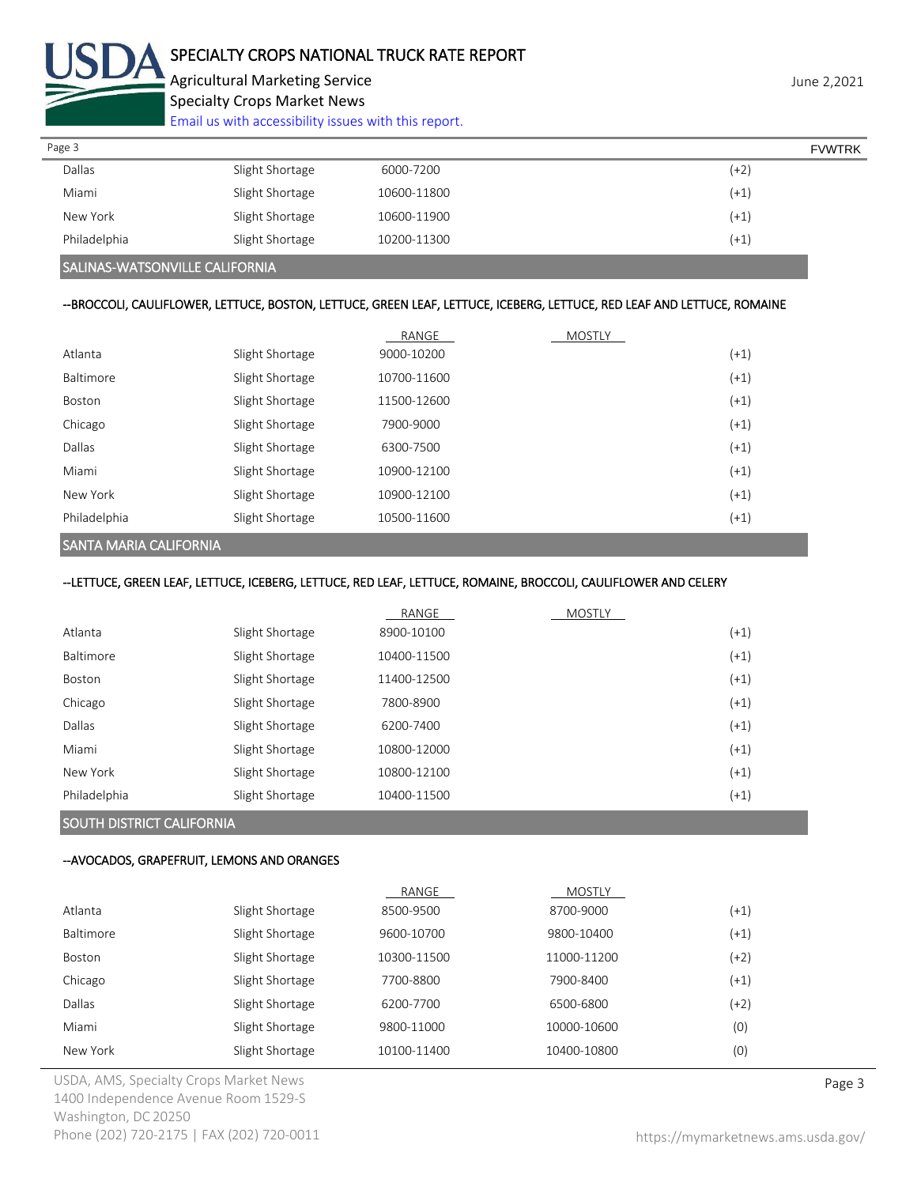| | | | | |
|---|---|---|---|---|
| Dallas | Slight Shortage | 6000-7200 | | (+2) |
| Miami | Slight Shortage | 10600-11800 | | (+1) |
| New York | Slight Shortage | 10600-11900 | | (+1) |
| Philadelphia | Slight Shortage | 10200-11300 | | (+1) |

## SALINAS-WATSONVILLE CALIFORNIA

--BROCCOLI, CAULIFLOWER, LETTUCE, BOSTON, LETTUCE, GREEN LEAF, LETTUCE, ICEBERG, LETTUCE, RED LEAF AND LETTUCE, ROMAINE

| | | RANGE | MOSTLY | |
|---|---|---|---|---|
| Atlanta | Slight Shortage | 9000-10200 | | (+1) |
| Baltimore | Slight Shortage | 10700-11600 | | (+1) |
| Boston | Slight Shortage | 11500-12600 | | (+1) |
| Chicago | Slight Shortage | 7900-9000 | | (+1) |
| Dallas | Slight Shortage | 6300-7500 | | (+1) |
| Miami | Slight Shortage | 10900-12100 | | (+1) |
| New York | Slight Shortage | 10900-12100 | | (+1) |
| Philadelphia | Slight Shortage | 10500-11600 | | (+1) |

## SANTA MARIA CALIFORNIA

--LETTUCE, GREEN LEAF, LETTUCE, ICEBERG, LETTUCE, RED LEAF, LETTUCE, ROMAINE, BROCCOLI, CAULIFLOWER AND CELERY

| | | RANGE | MOSTLY | |
|---|---|---|---|---|
| Atlanta | Slight Shortage | 8900-10100 | | (+1) |
| Baltimore | Slight Shortage | 10400-11500 | | (+1) |
| Boston | Slight Shortage | 11400-12500 | | (+1) |
| Chicago | Slight Shortage | 7800-8900 | | (+1) |
| Dallas | Slight Shortage | 6200-7400 | | (+1) |
| Miami | Slight Shortage | 10800-12000 | | (+1) |
| New York | Slight Shortage | 10800-12100 | | (+1) |
| Philadelphia | Slight Shortage | 10400-11500 | | (+1) |

## SOUTH DISTRICT CALIFORNIA

--AVOCADOS, GRAPEFRUIT, LEMONS AND ORANGES

| | | RANGE | MOSTLY | |
|---|---|---|---|---|
| Atlanta | Slight Shortage | 8500-9500 | 8700-9000 | (+1) |
| Baltimore | Slight Shortage | 9600-10700 | 9800-10400 | (+1) |
| Boston | Slight Shortage | 10300-11500 | 11000-11200 | (+2) |
| Chicago | Slight Shortage | 7700-8800 | 7900-8400 | (+1) |
| Dallas | Slight Shortage | 6200-7700 | 6500-6800 | (+2) |
| Miami | Slight Shortage | 9800-11000 | 10000-10600 | (0) |
| New York | Slight Shortage | 10100-11400 | 10400-10800 | (0) |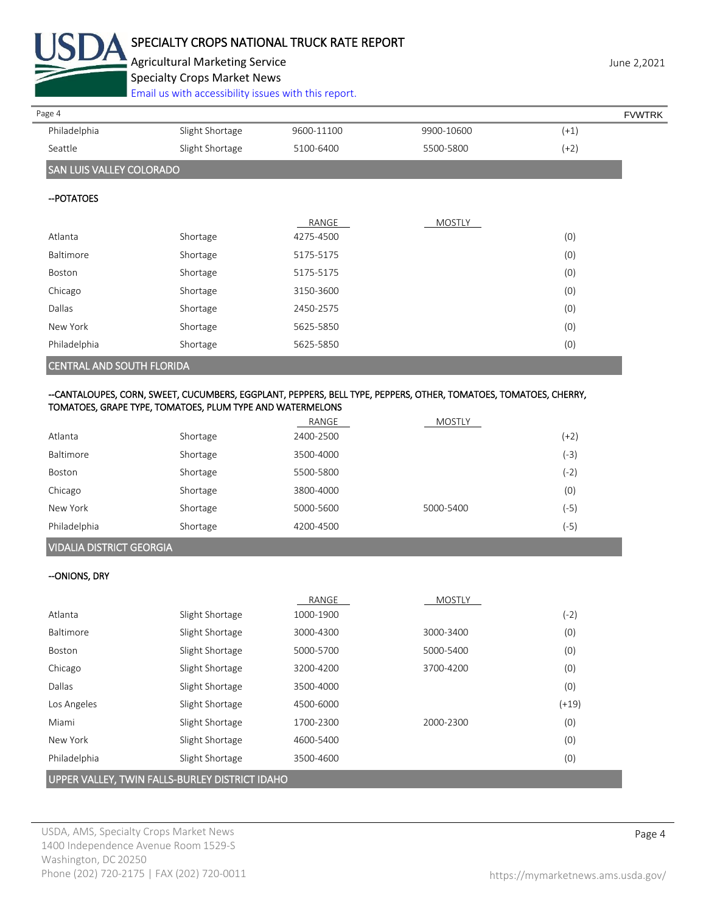| | | | | |
|---|---|---|---|---|
| Philadelphia | Slight Shortage | 9600-11100 | 9900-10600 | (+1) |
| Seattle | Slight Shortage | 5100-6400 | 5500-5800 | (+2) |

## SAN LUIS VALLEY COLORADO

--POTATOES

| | | RANGE | MOSTLY | |
|---|---|---|---|---|
| Atlanta | Shortage | 4275-4500 | | (0) |
| Baltimore | Shortage | 5175-5175 | | (0) |
| Boston | Shortage | 5175-5175 | | (0) |
| Chicago | Shortage | 3150-3600 | | (0) |
| Dallas | Shortage | 2450-2575 | | (0) |
| New York | Shortage | 5625-5850 | | (0) |
| Philadelphia | Shortage | 5625-5850 | | (0) |

## CENTRAL AND SOUTH FLORIDA

--CANTALOUPES, CORN, SWEET, CUCUMBERS, EGGPLANT, PEPPERS, BELL TYPE, PEPPERS, OTHER, TOMATOES, TOMATOES, CHERRY, TOMATOES, GRAPE TYPE, TOMATOES, PLUM TYPE AND WATERMELONS

| | | RANGE | MOSTLY | |
|---|---|---|---|---|
| Atlanta | Shortage | 2400-2500 | | (+2) |
| Baltimore | Shortage | 3500-4000 | | (-3) |
| Boston | Shortage | 5500-5800 | | (-2) |
| Chicago | Shortage | 3800-4000 | | (0) |
| New York | Shortage | 5000-5600 | 5000-5400 | (-5) |
| Philadelphia | Shortage | 4200-4500 | | (-5) |

## VIDALIA DISTRICT GEORGIA

--ONIONS, DRY

| | | RANGE | MOSTLY | |
|---|---|---|---|---|
| Atlanta | Slight Shortage | 1000-1900 | | (-2) |
| Baltimore | Slight Shortage | 3000-4300 | 3000-3400 | (0) |
| Boston | Slight Shortage | 5000-5700 | 5000-5400 | (0) |
| Chicago | Slight Shortage | 3200-4200 | 3700-4200 | (0) |
| Dallas | Slight Shortage | 3500-4000 | | (0) |
| Los Angeles | Slight Shortage | 4500-6000 | | (+19) |
| Miami | Slight Shortage | 1700-2300 | 2000-2300 | (0) |
| New York | Slight Shortage | 4600-5400 | | (0) |
| Philadelphia | Slight Shortage | 3500-4600 | | (0) |

## UPPER VALLEY, TWIN FALLS-BURLEY DISTRICT IDAHO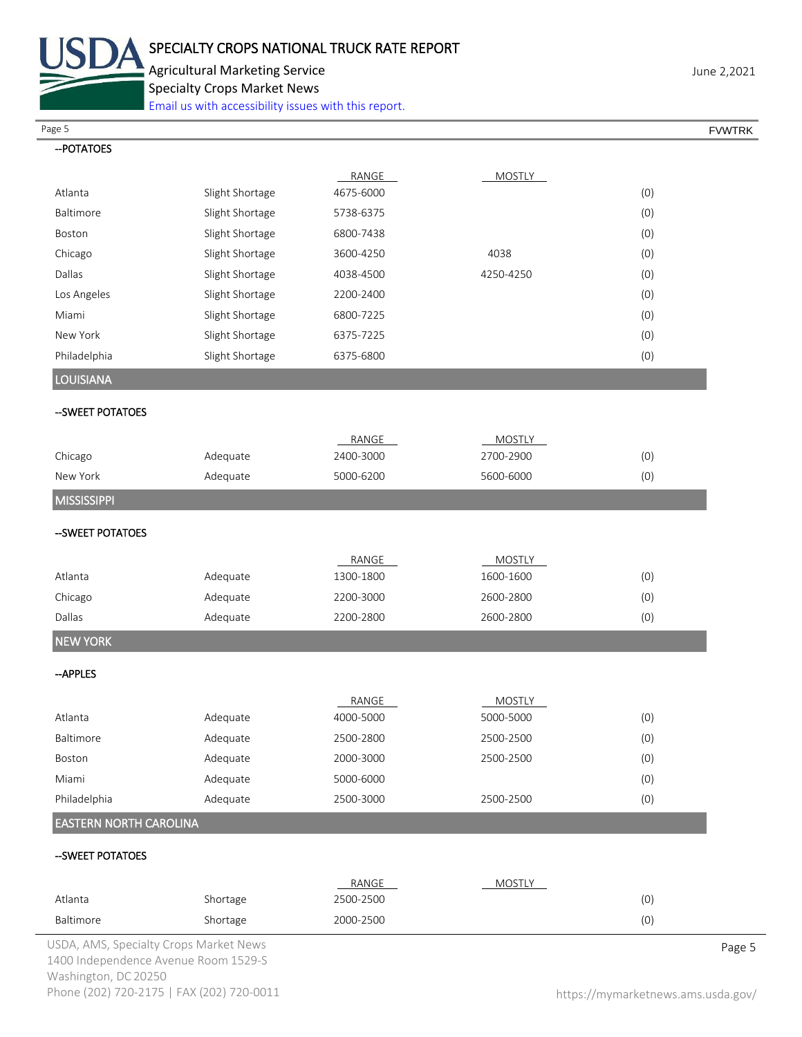--POTATOES

| | | RANGE | MOSTLY | |
|---|---|---|---|---|
| Atlanta | Slight Shortage | 4675-6000 | | (0) |
| Baltimore | Slight Shortage | 5738-6375 | | (0) |
| Boston | Slight Shortage | 6800-7438 | | (0) |
| Chicago | Slight Shortage | 3600-4250 | 4038 | (0) |
| Dallas | Slight Shortage | 4038-4500 | 4250-4250 | (0) |
| Los Angeles | Slight Shortage | 2200-2400 | | (0) |
| Miami | Slight Shortage | 6800-7225 | | (0) |
| New York | Slight Shortage | 6375-7225 | | (0) |
| Philadelphia | Slight Shortage | 6375-6800 | | (0) |

## LOUISIANA

--SWEET POTATOES

| | | RANGE | MOSTLY | |
|---|---|---|---|---|
| Chicago | Adequate | 2400-3000 | 2700-2900 | (0) |
| New York | Adequate | 5000-6200 | 5600-6000 | (0) |

## MISSISSIPPI

--SWEET POTATOES

| | | RANGE | MOSTLY | |
|---|---|---|---|---|
| Atlanta | Adequate | 1300-1800 | 1600-1600 | (0) |
| Chicago | Adequate | 2200-3000 | 2600-2800 | (0) |
| Dallas | Adequate | 2200-2800 | 2600-2800 | (0) |

## NEW YORK

--APPLES

| | | RANGE | MOSTLY | |
|---|---|---|---|---|
| Atlanta | Adequate | 4000-5000 | 5000-5000 | (0) |
| Baltimore | Adequate | 2500-2800 | 2500-2500 | (0) |
| Boston | Adequate | 2000-3000 | 2500-2500 | (0) |
| Miami | Adequate | 5000-6000 | | (0) |
| Philadelphia | Adequate | 2500-3000 | 2500-2500 | (0) |

## EASTERN NORTH CAROLINA

--SWEET POTATOES

| | | RANGE | MOSTLY | |
|---|---|---|---|---|
| Atlanta | Shortage | 2500-2500 | | (0) |
| Baltimore | Shortage | 2000-2500 | | (0) |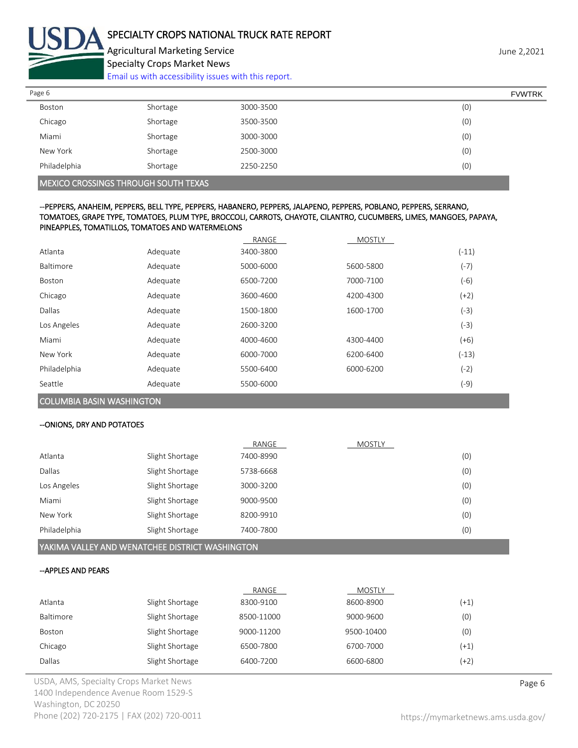| | | | | |
|---|---|---|---|---|
| Boston | Shortage | 3000-3500 | | (0) |
| Chicago | Shortage | 3500-3500 | | (0) |
| Miami | Shortage | 3000-3000 | | (0) |
| New York | Shortage | 2500-3000 | | (0) |
| Philadelphia | Shortage | 2250-2250 | | (0) |

## MEXICO CROSSINGS THROUGH SOUTH TEXAS

--PEPPERS, ANAHEIM, PEPPERS, BELL TYPE, PEPPERS, HABANERO, PEPPERS, JALAPENO, PEPPERS, POBLANO, PEPPERS, SERRANO, TOMATOES, GRAPE TYPE, TOMATOES, PLUM TYPE, BROCCOLI, CARROTS, CHAYOTE, CILANTRO, CUCUMBERS, LIMES, MANGOES, PAPAYA, PINEAPPLES, TOMATILLOS, TOMATOES AND WATERMELONS

| | | RANGE | MOSTLY | |
|---|---|---|---|---|
| Atlanta | Adequate | 3400-3800 | | (-11) |
| Baltimore | Adequate | 5000-6000 | 5600-5800 | (-7) |
| Boston | Adequate | 6500-7200 | 7000-7100 | (-6) |
| Chicago | Adequate | 3600-4600 | 4200-4300 | (+2) |
| Dallas | Adequate | 1500-1800 | 1600-1700 | (-3) |
| Los Angeles | Adequate | 2600-3200 | | (-3) |
| Miami | Adequate | 4000-4600 | 4300-4400 | (+6) |
| New York | Adequate | 6000-7000 | 6200-6400 | (-13) |
| Philadelphia | Adequate | 5500-6400 | 6000-6200 | (-2) |
| Seattle | Adequate | 5500-6000 | | (-9) |

## COLUMBIA BASIN WASHINGTON

--ONIONS, DRY AND POTATOES

| | | RANGE | MOSTLY | |
|---|---|---|---|---|
| Atlanta | Slight Shortage | 7400-8990 | | (0) |
| Dallas | Slight Shortage | 5738-6668 | | (0) |
| Los Angeles | Slight Shortage | 3000-3200 | | (0) |
| Miami | Slight Shortage | 9000-9500 | | (0) |
| New York | Slight Shortage | 8200-9910 | | (0) |
| Philadelphia | Slight Shortage | 7400-7800 | | (0) |

## YAKIMA VALLEY AND WENATCHEE DISTRICT WASHINGTON

--APPLES AND PEARS

| | | RANGE | MOSTLY | |
|---|---|---|---|---|
| Atlanta | Slight Shortage | 8300-9100 | 8600-8900 | (+1) |
| Baltimore | Slight Shortage | 8500-11000 | 9000-9600 | (0) |
| Boston | Slight Shortage | 9000-11200 | 9500-10400 | (0) |
| Chicago | Slight Shortage | 6500-7800 | 6700-7000 | (+1) |
| Dallas | Slight Shortage | 6400-7200 | 6600-6800 | (+2) |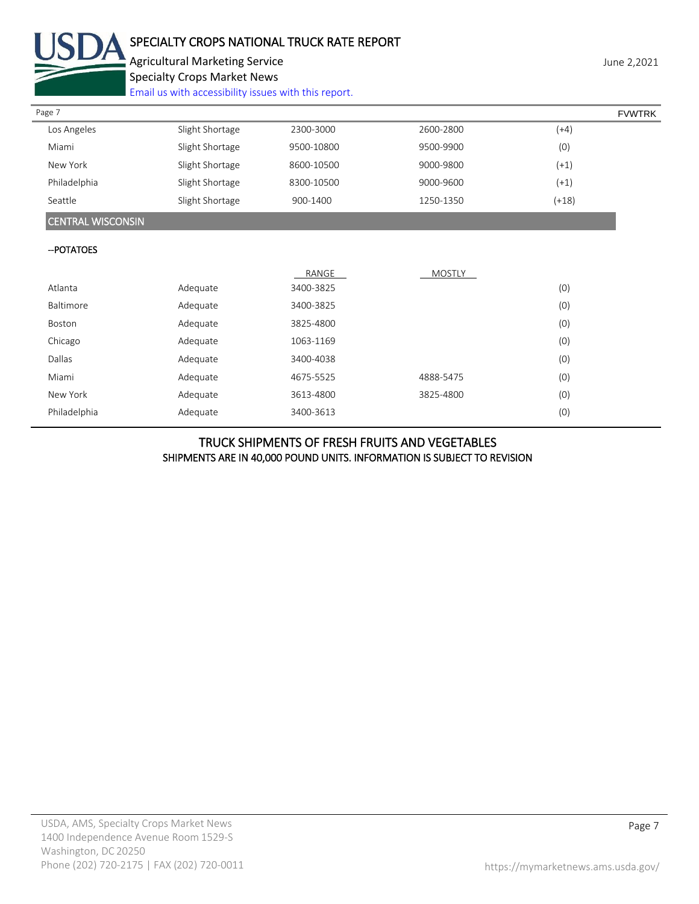| | | | | |
|---|---|---|---|---|
| Los Angeles | Slight Shortage | 2300-3000 | 2600-2800 | (+4) |
| Miami | Slight Shortage | 9500-10800 | 9500-9900 | (0) |
| New York | Slight Shortage | 8600-10500 | 9000-9800 | (+1) |
| Philadelphia | Slight Shortage | 8300-10500 | 9000-9600 | (+1) |
| Seattle | Slight Shortage | 900-1400 | 1250-1350 | (+18) |

## CENTRAL WISCONSIN

--POTATOES

| | | RANGE | MOSTLY | |
|---|---|---|---|---|
| Atlanta | Adequate | 3400-3825 | | (0) |
| Baltimore | Adequate | 3400-3825 | | (0) |
| Boston | Adequate | 3825-4800 | | (0) |
| Chicago | Adequate | 1063-1169 | | (0) |
| Dallas | Adequate | 3400-4038 | | (0) |
| Miami | Adequate | 4675-5525 | 4888-5475 | (0) |
| New York | Adequate | 3613-4800 | 3825-4800 | (0) |
| Philadelphia | Adequate | 3400-3613 | | (0) |

## TRUCK SHIPMENTS OF FRESH FRUITS AND VEGETABLES

SHIPMENTS ARE IN 40,000 POUND UNITS. INFORMATION IS SUBJECT TO REVISION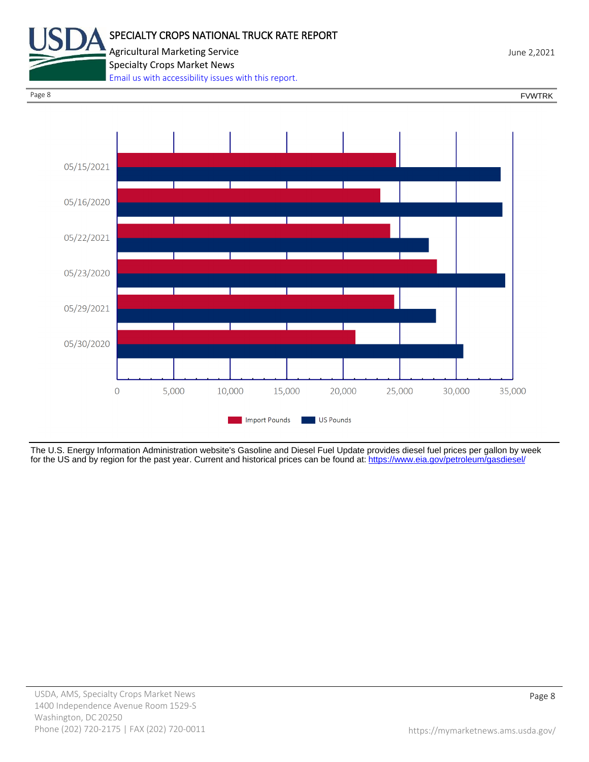05/15/2021
05/16/2020
05/22/2021
05/23/2020
05/29/2021
05/30/2020

0
5,000
10,000
15,000
20,000
25,000
30,000
35,000

Import Pounds
US Pounds

The U.S. Energy Information Administration website's Gasoline and Diesel Fuel Update provides diesel fuel prices per gallon by week for the US and by region for the past year. Current and historical prices can be found at: https://www.eia.gov/petroleum/gasdiesel/

USDA, AMS, Specialty Crops Market News
1400 Independence Avenue Room 1529-S
Washington, DC 20250
Phone (202) 720-2175 | FAX (202) 720-0011

https://mymarketnews.ams.usda.gov/